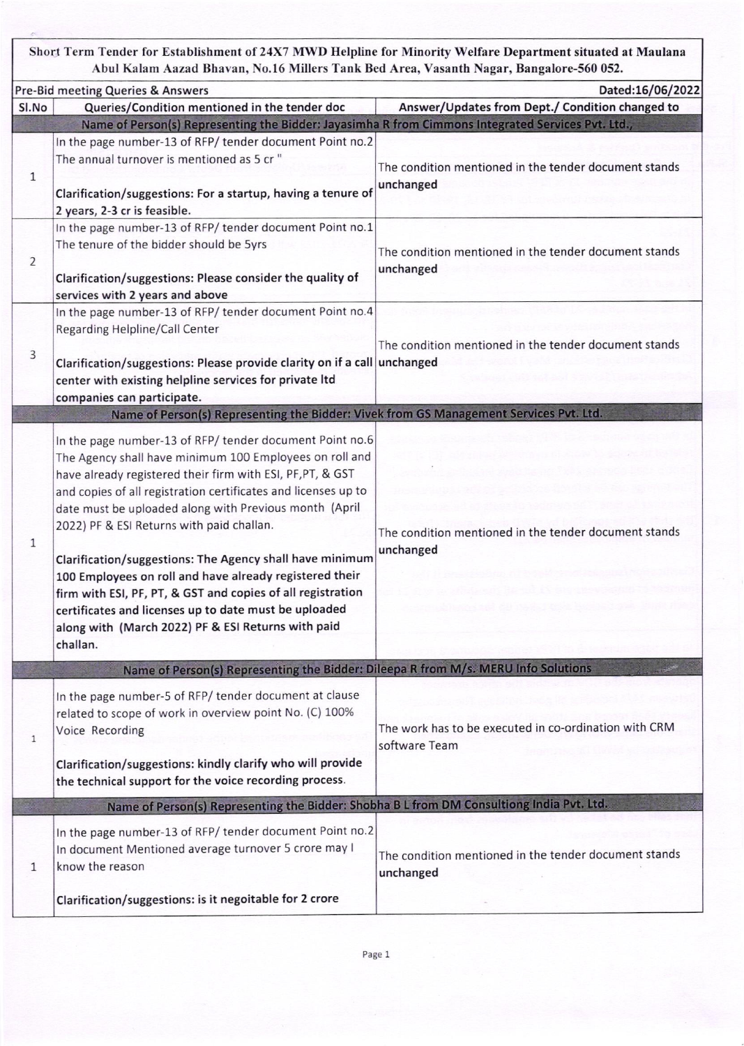**Short Term Tender for Establishment of 24X7 MWD Helpline for Minority Welfare Department situated at Maulana Abul Kalam Aazad Bhavan, No.16 Millers Tank Bed Area, Vasanth Nagar, Bangalore-560 052.**

| Pre-Bid meeting Queries & Answers | | Dated:16/06/2022 |
|---|---|---|
| **Sl.No** | **Queries/Condition mentioned in the tender doc** | **Answer/Updates from Dept./ Condition changed to** |
| **Name of Person(s) Representing the Bidder: Jayasimha R from Cimmons Integrated Services Pvt. Ltd.,** | | |
| 1 | In the page number-13 of RFP/ tender document Point no.2 The annual turnover is mentioned as 5 cr "<br><br>**Clarification/suggestions: For a startup, having a tenure of 2 years, 2-3 cr is feasible.** | The condition mentioned in the tender document stands unchanged |
| 2 | In the page number-13 of RFP/ tender document Point no.1 The tenure of the bidder should be 5yrs<br><br>**Clarification/suggestions: Please consider the quality of services with 2 years and above** | The condition mentioned in the tender document stands unchanged |
| 3 | In the page number-13 of RFP/ tender document Point no.4 Regarding Helpline/Call Center<br><br>**Clarification/suggestions: Please provide clarity on if a call center with existing helpline services for private ltd companies can participate.** | The condition mentioned in the tender document stands unchanged |
| **Name of Person(s) Representing the Bidder: Vivek from GS Management Services Pvt. Ltd.** | | |
| 1 | In the page number-13 of RFP/ tender document Point no.6 The Agency shall have minimum 100 Employees on roll and have already registered their firm with ESI, PF,PT, & GST and copies of all registration certificates and licenses up to date must be uploaded along with Previous month (April 2022) PF & ESI Returns with paid challan.<br><br>**Clarification/suggestions: The Agency shall have minimum 100 Employees on roll and have already registered their firm with ESI, PF, PT, & GST and copies of all registration certificates and licenses up to date must be uploaded along with (March 2022) PF & ESI Returns with paid challan.** | The condition mentioned in the tender document stands unchanged |
| **Name of Person(s) Representing the Bidder: Dileepa R from M/s. MERU Info Solutions** | | |
| 1 | In the page number-5 of RFP/ tender document at clause related to scope of work in overview point No. (C) 100% Voice Recording<br><br>**Clarification/suggestions: kindly clarify who will provide the technical support for the voice recording process.** | The work has to be executed in co-ordination with CRM software Team |
| **Name of Person(s) Representing the Bidder: Shobha B L from DM Consultiong India Pvt. Ltd.** | | |
| 1 | In the page number-13 of RFP/ tender document Point no.2 In document Mentioned average turnover 5 crore may I know the reason<br><br>**Clarification/suggestions: is it negoitable for 2 crore** | The condition mentioned in the tender document stands unchanged |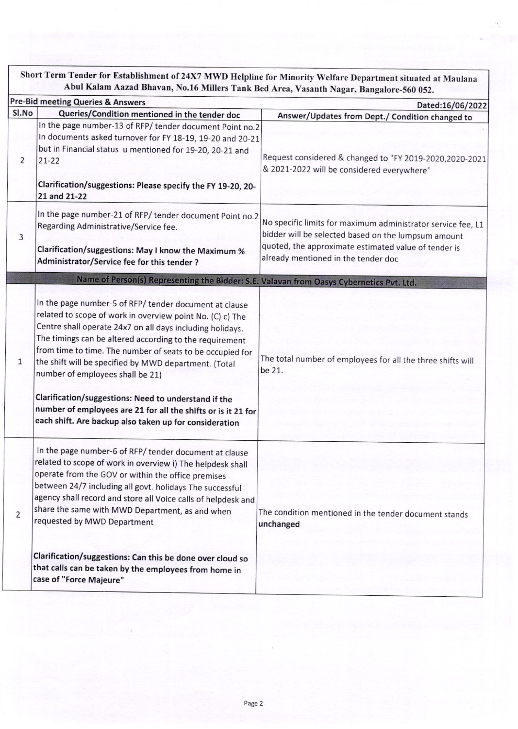**Short Term Tender for Establishment of 24X7 MWD Helpline for Minority Welfare Department situated at Maulana Abul Kalam Aazad Bhavan, No.16 Millers Tank Bed Area, Vasanth Nagar, Bangalore-560 052.**

**Pre-Bid meeting Queries & Answers** Dated:16/06/2022

| Sl.No | Queries/Condition mentioned in the tender doc | Answer/Updates from Dept./ Condition changed to |
|---|---|---|
| 2 | In the page number-13 of RFP/ tender document Point no.2 In documents asked turnover for FY 18-19, 19-20 and 20-21 but in Financial status u mentioned for 19-20, 20-21 and 21-22<br><br>**Clarification/suggestions: Please specify the FY 19-20, 20-21 and 21-22** | Request considered & changed to "FY 2019-2020,2020-2021 & 2021-2022 will be considered everywhere" |
| 3 | In the page number-21 of RFP/ tender document Point no.2 Regarding Administrative/Service fee.<br><br>**Clarification/suggestions: May I know the Maximum % Administrator/Service fee for this tender ?** | No specific limits for maximum administrator service fee, L1 bidder will be selected based on the lumpsum amount quoted, the approximate estimated value of tender is already mentioned in the tender doc |
| | **Name of Person(s) Representing the Bidder: S.E. Valavan from Oasys Cybernetics Pvt. Ltd.** | |
| 1 | In the page number-5 of RFP/ tender document at clause related to scope of work in overview point No. (C) c) The Centre shall operate 24x7 on all days including holidays. The timings can be altered according to the requirement from time to time. The number of seats to be occupied for the shift will be specified by MWD department. (Total number of employees shall be 21)<br><br>**Clarification/suggestions: Need to understand if the number of employees are 21 for all the shifts or is it 21 for each shift. Are backup also taken up for consideration** | The total number of employees for all the three shifts will be 21. |
| 2 | In the page number-6 of RFP/ tender document at clause related to scope of work in overview i) The helpdesk shall operate from the GOV or within the office premises between 24/7 including all govt. holidays The successful agency shall record and store all Voice calls of helpdesk and share the same with MWD Department, as and when requested by MWD Department<br><br>**Clarification/suggestions: Can this be done over cloud so that calls can be taken by the employees from home in case of "Force Majeure"** | The condition mentioned in the tender document stands **unchanged** |